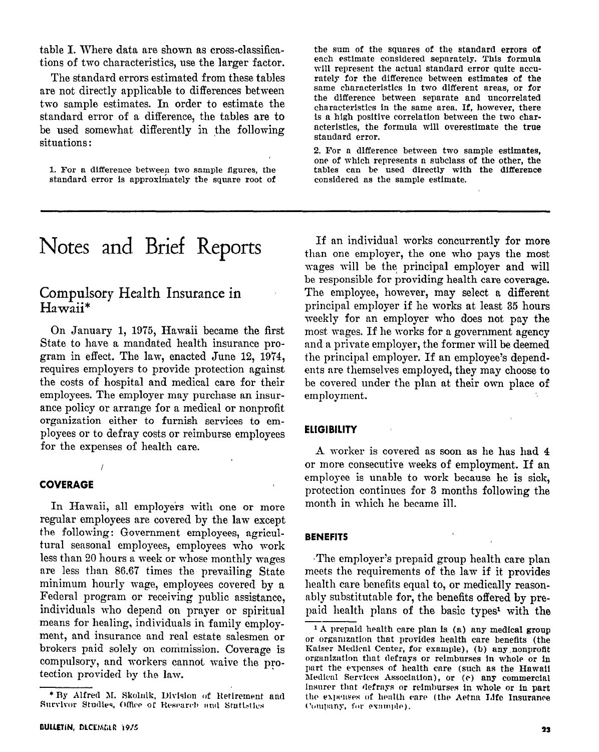table I. Where data are shown as cross-classifications of two characteristics, use the larger factor.

The standard errors estimated from these tables are not directly applicable to differences between two sample estimates. In order to estimate the standard error of a difference, the tables are to be used somewhat differently in the following situations:

1. For a difference between two sample figures, the standard error is approximately the square root of the sum of the squares of the standard errors of each estimate considered separately. This formula will represent the actual standard error quite accurately for the difference between estimates of the same characteristics in two different areas, or for the difference between separate and uncorrelated characteristics in the same area. If, however, there is a high positive correlation between the two characteristics, the formula will overestimate the true standard error.

2. For a difference between two sample estimates, one of which represents a subclass of the other, the tables can be used directly with the difference considered as the sample estimate.

# Notes and Brief Reports

## Compulsory Health Insurance in Hawaii*

On January 1, 1975, Hawaii became the first State to have a mandated health insurance program in effect. The law, enacted June 12, 1974, requires employers to provide protection against the costs of hospital and medical care for their employees. The employer may purchase an insurance policy or arrange for a medical or nonprofit organization either to furnish services to employees or to defray costs or reimburse employees for the expenses of health care.

### COVERAGE

In Hawaii, all employers with one or more regular employees are covered by the law except the following: Government employees, agricultural seasonal employees, employees who work less than 20 hours a week or whose monthly wages are less than 86.67 times the prevailing State minimum hourly wage, employees covered by a Federal program or receiving public assistance, individuals who depend on prayer or spiritual means for healing, individuals in family employment, and insurance and real estate salesmen or brokers paid solely on commission. Coverage is compulsory, and workers cannot waive the protection provided by the law.

If an individual works concurrently for more than one employer, the one who pays the most wages will be the principal employer and will be responsible for providing health care coverage. The employee, however, may select a different principal employer if he works at least 35 hours weekly for an employer who does not pay the most wages. If he works for a government agency and a private employer, the former will be deemed the principal employer. If an employee's dependents are themselves employed, they may choose to be covered under the plan at their own place of employment.

### ELIGIBILITY

A worker is covered as soon as he has had 4 or more consecutive weeks of employment. If an employee is unable to work because he is sick, protection continues for 3 months following the month in which he became ill.

### BENEFITS

The employer's prepaid group health care plan meets the requirements of the law if it provides health care benefits equal to, or medically reasonably substitutable for, the benefits offered by prepaid health plans of the basic types[1] with the

---

\* By Alfred M. Skolnik, Division of Retirement and Survivor Studies, Office of Research and Statistics.

[1] A prepaid health care plan is (a) any medical group or organization that provides health care benefits (the Kaiser Medical Center, for example), (b) any nonprofit organization that defrays or reimburses in whole or in part the expenses of health care (such as the Hawaii Medical Services Association), or (c) any commercial insurer that defrays or reimburses in whole or in part the expenses of health care (the Aetna Life Insurance Company, for example).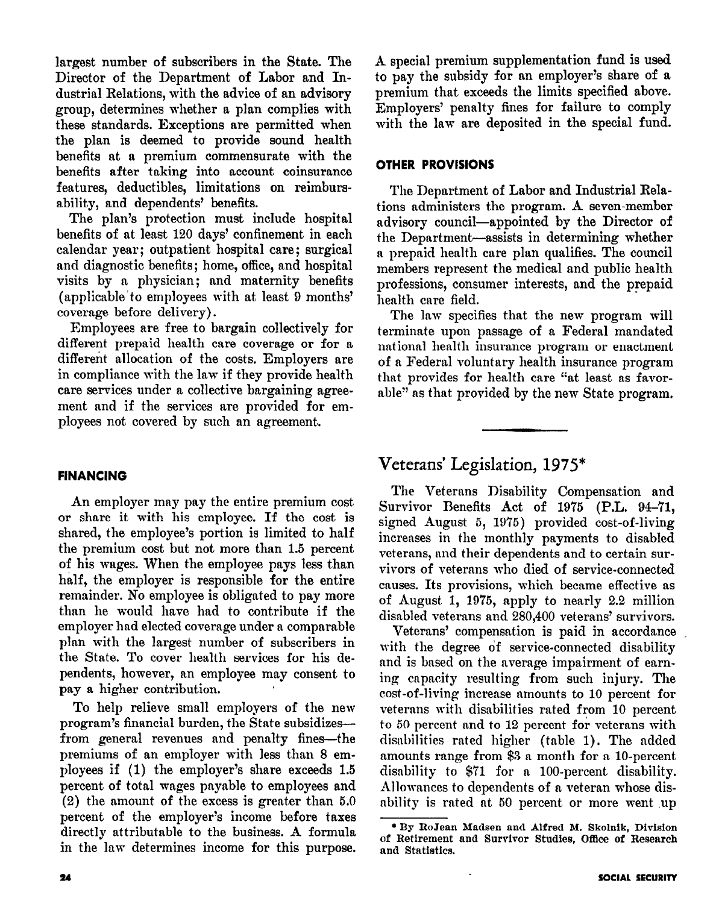largest number of subscribers in the State. The Director of the Department of Labor and Industrial Relations, with the advice of an advisory group, determines whether a plan complies with these standards. Exceptions are permitted when the plan is deemed to provide sound health benefits at a premium commensurate with the benefits after taking into account coinsurance features, deductibles, limitations on reimbursability, and dependents' benefits.

The plan's protection must include hospital benefits of at least 120 days' confinement in each calendar year; outpatient hospital care; surgical and diagnostic benefits; home, office, and hospital visits by a physician; and maternity benefits (applicable to employees with at least 9 months' coverage before delivery).

Employees are free to bargain collectively for different prepaid health care coverage or for a different allocation of the costs. Employers are in compliance with the law if they provide health care services under a collective bargaining agreement and if the services are provided for employees not covered by such an agreement.

### FINANCING

An employer may pay the entire premium cost or share it with his employee. If the cost is shared, the employee's portion is limited to half the premium cost but not more than 1.5 percent of his wages. When the employee pays less than half, the employer is responsible for the entire remainder. No employee is obligated to pay more than he would have had to contribute if the employer had elected coverage under a comparable plan with the largest number of subscribers in the State. To cover health services for his dependents, however, an employee may consent to pay a higher contribution.

To help relieve small employers of the new program's financial burden, the State subsidizes—from general revenues and penalty fines—the premiums of an employer with less than 8 employees if (1) the employer's share exceeds 1.5 percent of total wages payable to employees and (2) the amount of the excess is greater than 5.0 percent of the employer's income before taxes directly attributable to the business. A formula in the law determines income for this purpose. A special premium supplementation fund is used to pay the subsidy for an employer's share of a premium that exceeds the limits specified above. Employers' penalty fines for failure to comply with the law are deposited in the special fund.

### OTHER PROVISIONS

The Department of Labor and Industrial Relations administers the program. A seven-member advisory council—appointed by the Director of the Department—assists in determining whether a prepaid health care plan qualifies. The council members represent the medical and public health professions, consumer interests, and the prepaid health care field.

The law specifies that the new program will terminate upon passage of a Federal mandated national health insurance program or enactment of a Federal voluntary health insurance program that provides for health care "at least as favorable" as that provided by the new State program.

## Veterans' Legislation, 1975*

The Veterans Disability Compensation and Survivor Benefits Act of 1975 (P.L. 94–71, signed August 5, 1975) provided cost-of-living increases in the monthly payments to disabled veterans, and their dependents and to certain survivors of veterans who died of service-connected causes. Its provisions, which became effective as of August 1, 1975, apply to nearly 2.2 million disabled veterans and 280,400 veterans' survivors.

Veterans' compensation is paid in accordance with the degree of service-connected disability and is based on the average impairment of earning capacity resulting from such injury. The cost-of-living increase amounts to 10 percent for veterans with disabilities rated from 10 percent to 50 percent and to 12 percent for veterans with disabilities rated higher (table 1). The added amounts range from $3 a month for a 10-percent disability to $71 for a 100-percent disability. Allowances to dependents of a veteran whose disability is rated at 50 percent or more went up

\* By RoJean Madsen and Alfred M. Skolnik, Division of Retirement and Survivor Studies, Office of Research and Statistics.